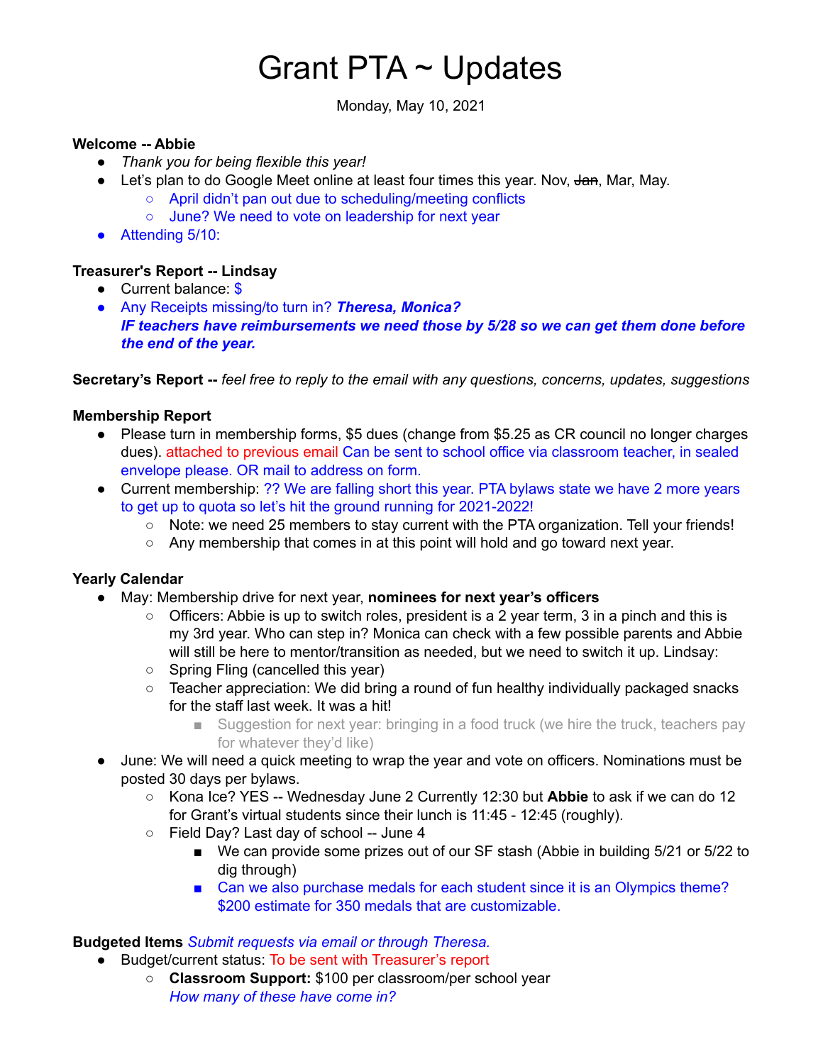# Grant PTA ~ Updates

Monday, May 10, 2021

**Welcome -- Abbie**

- *Thank you for being flexible this year!*
- Let's plan to do Google Meet online at least four times this year. Nov, ~~Jan~~, Mar, May.
    - April didn't pan out due to scheduling/meeting conflicts
    - June? We need to vote on leadership for next year
- Attending 5/10:

**Treasurer's Report -- Lindsay**

- Current balance: $
- Any Receipts missing/to turn in? ***Theresa, Monica?***
  ***IF teachers have reimbursements we need those by 5/28 so we can get them done before the end of the year.***

**Secretary's Report --** *feel free to reply to the email with any questions, concerns, updates, suggestions*

**Membership Report**

- Please turn in membership forms, $5 dues (change from $5.25 as CR council no longer charges dues). attached to previous email Can be sent to school office via classroom teacher, in sealed envelope please. OR mail to address on form.
- Current membership: ?? We are falling short this year. PTA bylaws state we have 2 more years to get up to quota so let's hit the ground running for 2021-2022!
    - Note: we need 25 members to stay current with the PTA organization. Tell your friends!
    - Any membership that comes in at this point will hold and go toward next year.

**Yearly Calendar**

- May: Membership drive for next year, **nominees for next year's officers**
    - Officers: Abbie is up to switch roles, president is a 2 year term, 3 in a pinch and this is my 3rd year. Who can step in? Monica can check with a few possible parents and Abbie will still be here to mentor/transition as needed, but we need to switch it up. Lindsay:
    - Spring Fling (cancelled this year)
    - Teacher appreciation: We did bring a round of fun healthy individually packaged snacks for the staff last week. It was a hit!
        - Suggestion for next year: bringing in a food truck (we hire the truck, teachers pay for whatever they'd like)
- June: We will need a quick meeting to wrap the year and vote on officers. Nominations must be posted 30 days per bylaws.
    - Kona Ice? YES -- Wednesday June 2 Currently 12:30 but **Abbie** to ask if we can do 12 for Grant's virtual students since their lunch is 11:45 - 12:45 (roughly).
    - Field Day? Last day of school -- June 4
        - We can provide some prizes out of our SF stash (Abbie in building 5/21 or 5/22 to dig through)
        - Can we also purchase medals for each student since it is an Olympics theme? $200 estimate for 350 medals that are customizable.

**Budgeted Items** *Submit requests via email or through Theresa.*

- Budget/current status: To be sent with Treasurer's report
    - **Classroom Support:** $100 per classroom/per school year
      *How many of these have come in?*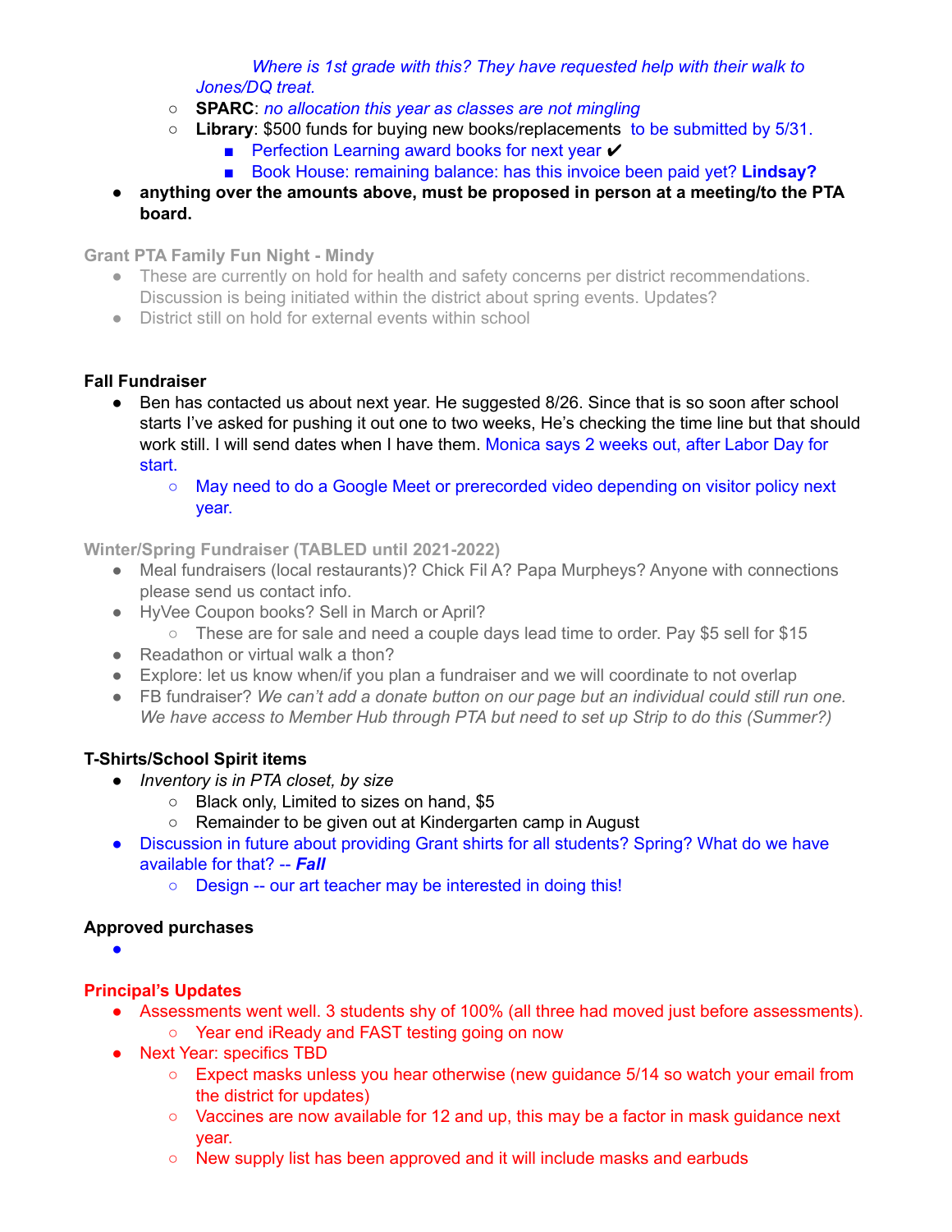*Where is 1st grade with this? They have requested help with their walk to Jones/DQ treat.*

- **SPARC**: *no allocation this year as classes are not mingling*
- **Library**: $500 funds for buying new books/replacements to be submitted by 5/31.
  - Perfection Learning award books for next year ✔
  - Book House: remaining balance: has this invoice been paid yet? **Lindsay?**

- **anything over the amounts above, must be proposed in person at a meeting/to the PTA board.**

**Grant PTA Family Fun Night - Mindy**

- These are currently on hold for health and safety concerns per district recommendations. Discussion is being initiated within the district about spring events. Updates?
- District still on hold for external events within school

**Fall Fundraiser**

- Ben has contacted us about next year. He suggested 8/26. Since that is so soon after school starts I've asked for pushing it out one to two weeks, He's checking the time line but that should work still. I will send dates when I have them. Monica says 2 weeks out, after Labor Day for start.
  - May need to do a Google Meet or prerecorded video depending on visitor policy next year.

**Winter/Spring Fundraiser (TABLED until 2021-2022)**

- Meal fundraisers (local restaurants)? Chick Fil A? Papa Murpheys? Anyone with connections please send us contact info.
- HyVee Coupon books? Sell in March or April?
  - These are for sale and need a couple days lead time to order. Pay $5 sell for $15
- Readathon or virtual walk a thon?
- Explore: let us know when/if you plan a fundraiser and we will coordinate to not overlap
- FB fundraiser? *We can't add a donate button on our page but an individual could still run one. We have access to Member Hub through PTA but need to set up Strip to do this (Summer?)*

**T-Shirts/School Spirit items**

- *Inventory is in PTA closet, by size*
  - Black only, Limited to sizes on hand, $5
  - Remainder to be given out at Kindergarten camp in August
- Discussion in future about providing Grant shirts for all students? Spring? What do we have available for that? -- ***Fall***
  - Design -- our art teacher may be interested in doing this!

**Approved purchases**

- 

**Principal's Updates**

- Assessments went well. 3 students shy of 100% (all three had moved just before assessments).
  - Year end iReady and FAST testing going on now
- Next Year: specifics TBD
  - Expect masks unless you hear otherwise (new guidance 5/14 so watch your email from the district for updates)
  - Vaccines are now available for 12 and up, this may be a factor in mask guidance next year.
  - New supply list has been approved and it will include masks and earbuds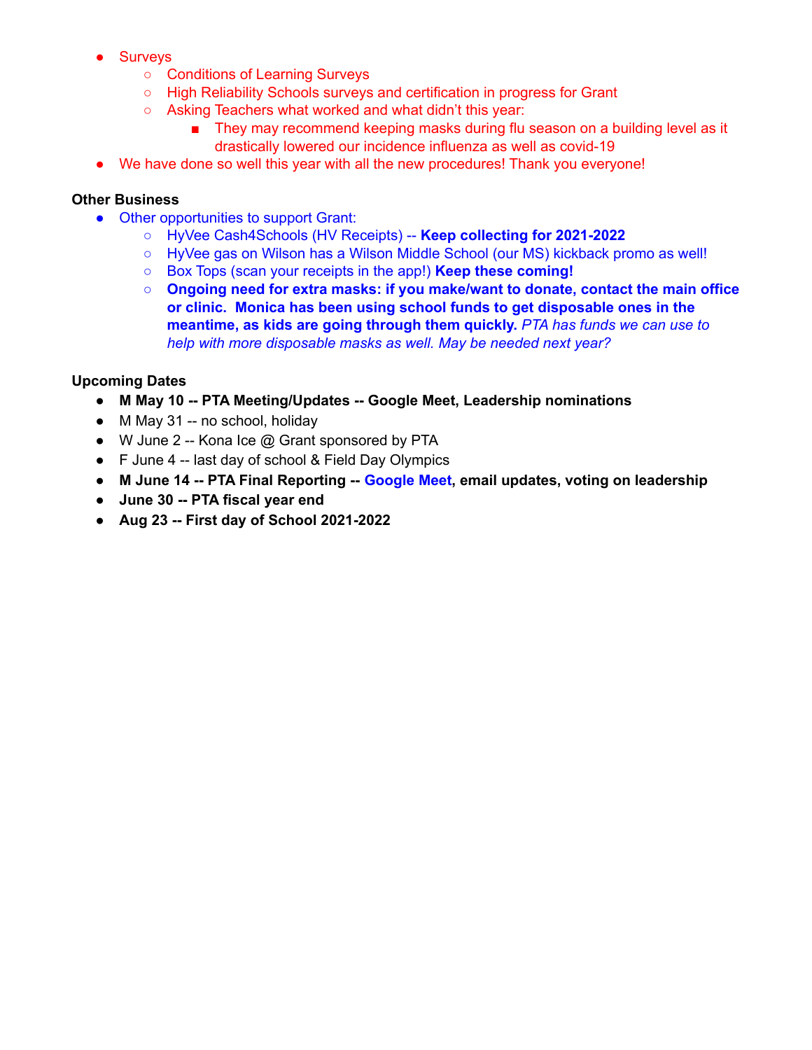- Surveys
  - Conditions of Learning Surveys
  - High Reliability Schools surveys and certification in progress for Grant
  - Asking Teachers what worked and what didn't this year:
    - They may recommend keeping masks during flu season on a building level as it drastically lowered our incidence influenza as well as covid-19
- We have done so well this year with all the new procedures! Thank you everyone!

**Other Business**

- Other opportunities to support Grant:
  - HyVee Cash4Schools (HV Receipts) -- **Keep collecting for 2021-2022**
  - HyVee gas on Wilson has a Wilson Middle School (our MS) kickback promo as well!
  - Box Tops (scan your receipts in the app!) **Keep these coming!**
  - **Ongoing need for extra masks: if you make/want to donate, contact the main office or clinic. Monica has been using school funds to get disposable ones in the meantime, as kids are going through them quickly.** *PTA has funds we can use to help with more disposable masks as well. May be needed next year?*

**Upcoming Dates**

- **M May 10 -- PTA Meeting/Updates -- Google Meet, Leadership nominations**
- M May 31 -- no school, holiday
- W June 2 -- Kona Ice @ Grant sponsored by PTA
- F June 4 -- last day of school & Field Day Olympics
- **M June 14 -- PTA Final Reporting -- Google Meet, email updates, voting on leadership**
- **June 30 -- PTA fiscal year end**
- **Aug 23 -- First day of School 2021-2022**